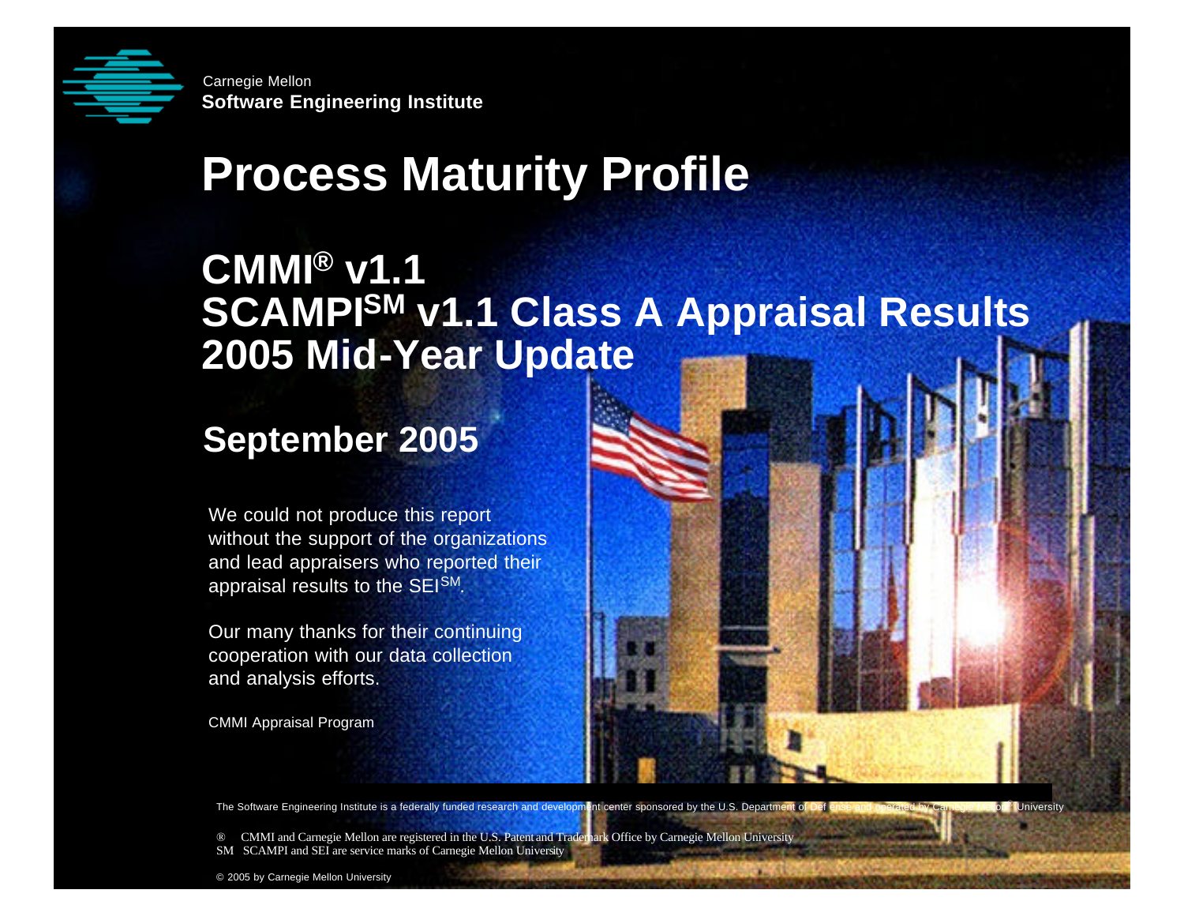Carnegie Mellon
**Software Engineering Institute**

# Process Maturity Profile

## CMMI® v1.1
## SCAMPI℠ v1.1 Class A Appraisal Results
## 2005 Mid-Year Update

## September 2005

We could not produce this report without the support of the organizations and lead appraisers who reported their appraisal results to the SEI℠.

Our many thanks for their continuing cooperation with our data collection and analysis efforts.

CMMI Appraisal Program

The Software Engineering Institute is a federally funded research and development center sponsored by the U.S. Department of Defense and operated by Carnegie Mellon University

® CMMI and Carnegie Mellon are registered in the U.S. Patent and Trademark Office by Carnegie Mellon University
SM SCAMPI and SEI are service marks of Carnegie Mellon University

© 2005 by Carnegie Mellon University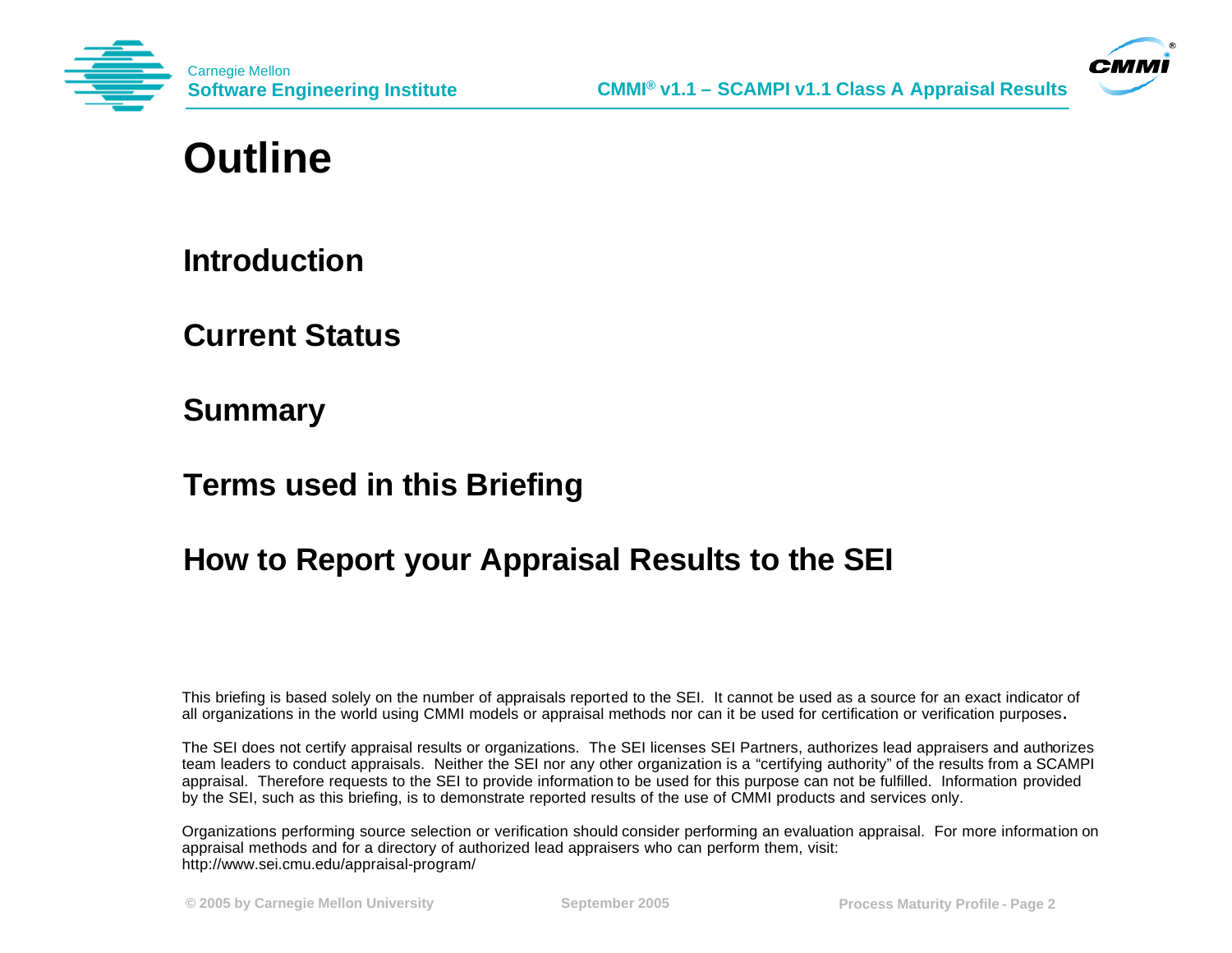# Outline

**Introduction**

**Current Status**

**Summary**

**Terms used in this Briefing**

**How to Report your Appraisal Results to the SEI**

This briefing is based solely on the number of appraisals reported to the SEI. It cannot be used as a source for an exact indicator of all organizations in the world using CMMI models or appraisal methods nor can it be used for certification or verification purposes**.**

The SEI does not certify appraisal results or organizations. The SEI licenses SEI Partners, authorizes lead appraisers and authorizes team leaders to conduct appraisals. Neither the SEI nor any other organization is a "certifying authority" of the results from a SCAMPI appraisal. Therefore requests to the SEI to provide information to be used for this purpose can not be fulfilled. Information provided by the SEI, such as this briefing, is to demonstrate reported results of the use of CMMI products and services only.

Organizations performing source selection or verification should consider performing an evaluation appraisal. For more information on appraisal methods and for a directory of authorized lead appraisers who can perform them, visit: http://www.sei.cmu.edu/appraisal-program/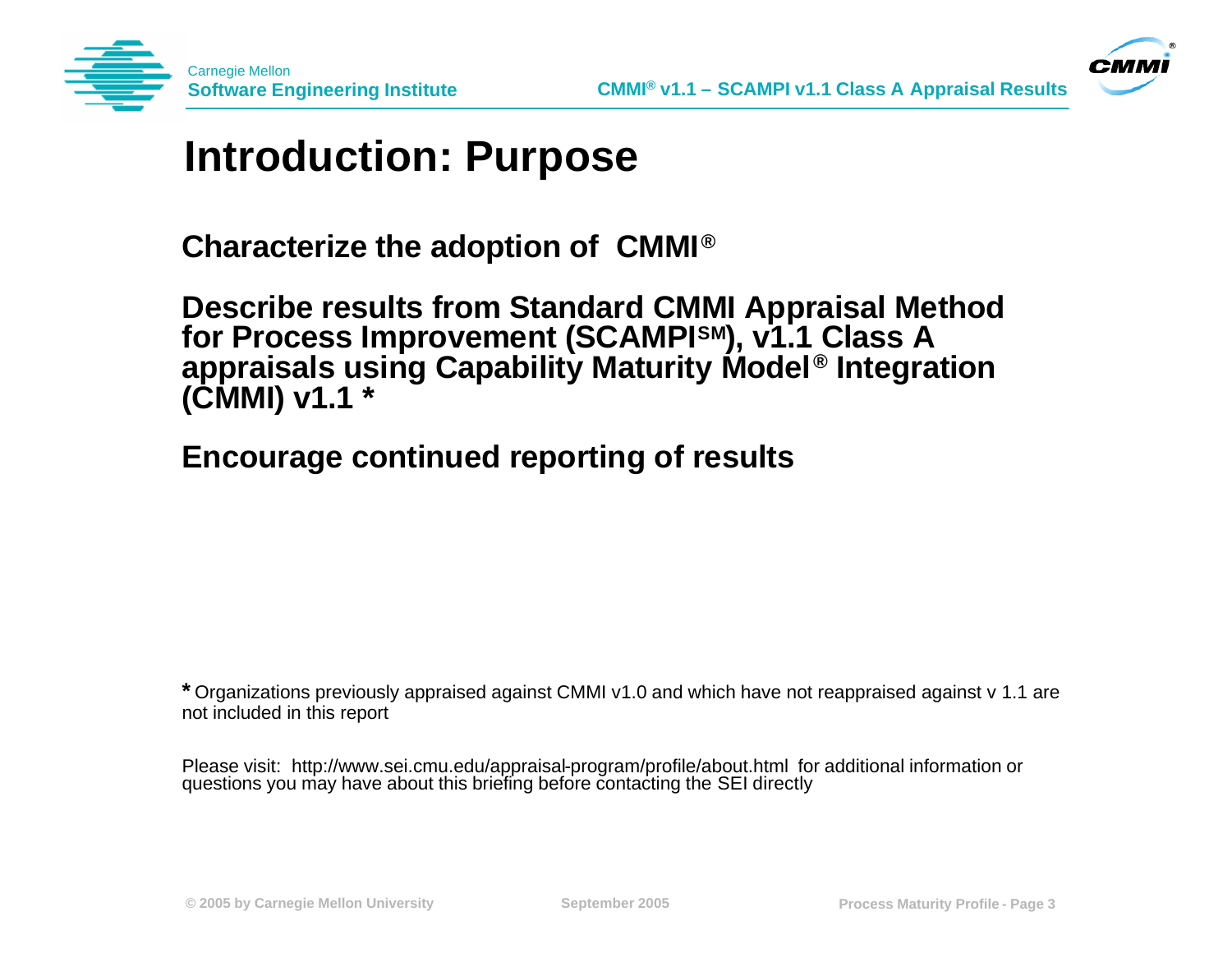# Introduction: Purpose

**Characterize the adoption of CMMI®**

**Describe results from Standard CMMI Appraisal Method for Process Improvement (SCAMPI℠), v1.1 Class A appraisals using Capability Maturity Model® Integration (CMMI) v1.1 ***

**Encourage continued reporting of results**

**\*** Organizations previously appraised against CMMI v1.0 and which have not reappraised against v 1.1 are not included in this report

Please visit: http://www.sei.cmu.edu/appraisal-program/profile/about.html for additional information or questions you may have about this briefing before contacting the SEI directly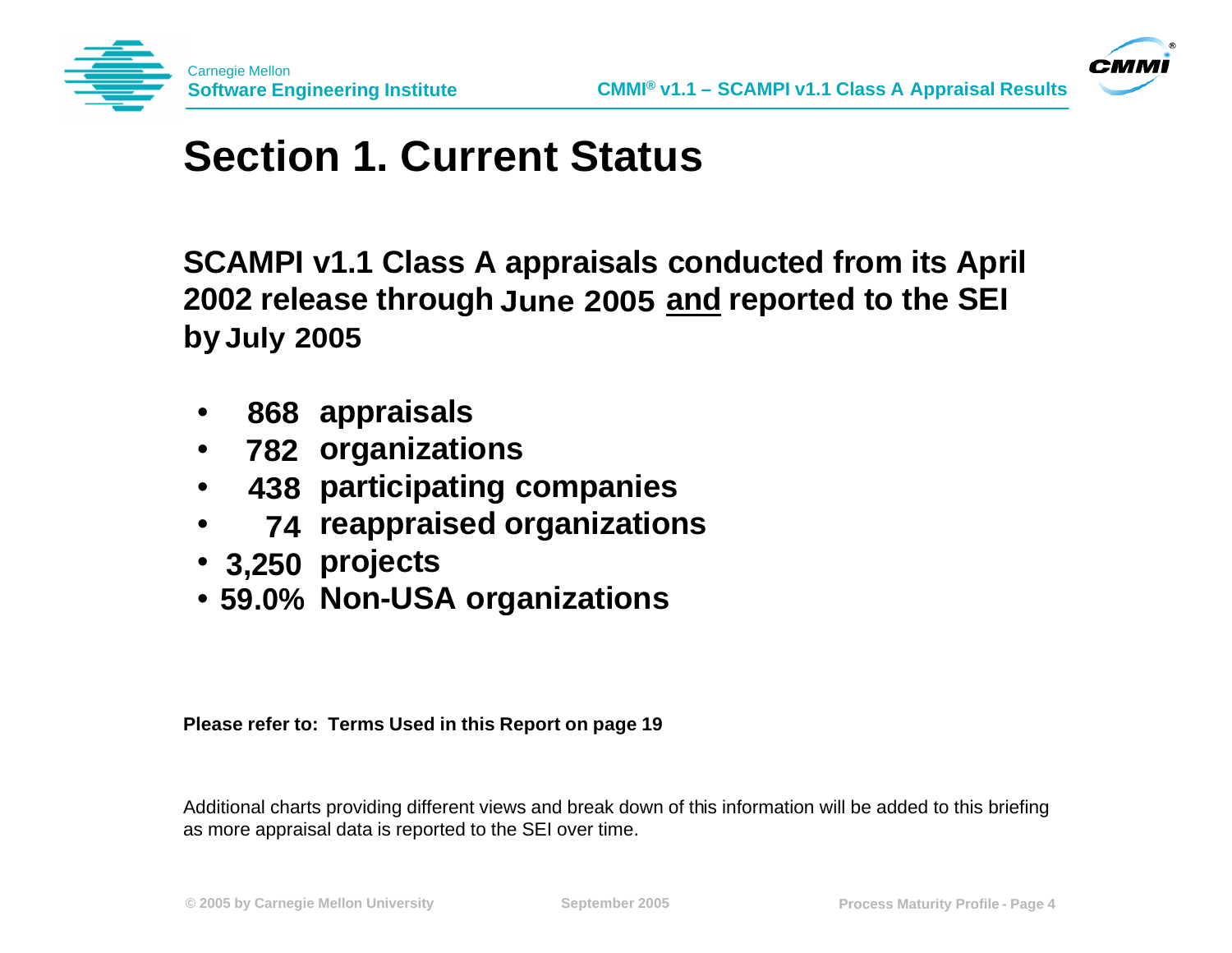# Section 1. Current Status

**SCAMPI v1.1 Class A appraisals conducted from its April 2002 release through June 2005 and reported to the SEI by July 2005**

- **868 appraisals**
- **782 organizations**
- **438 participating companies**
- **74 reappraised organizations**
- **3,250 projects**
- **59.0% Non-USA organizations**

**Please refer to: Terms Used in this Report on page 19**

Additional charts providing different views and break down of this information will be added to this briefing as more appraisal data is reported to the SEI over time.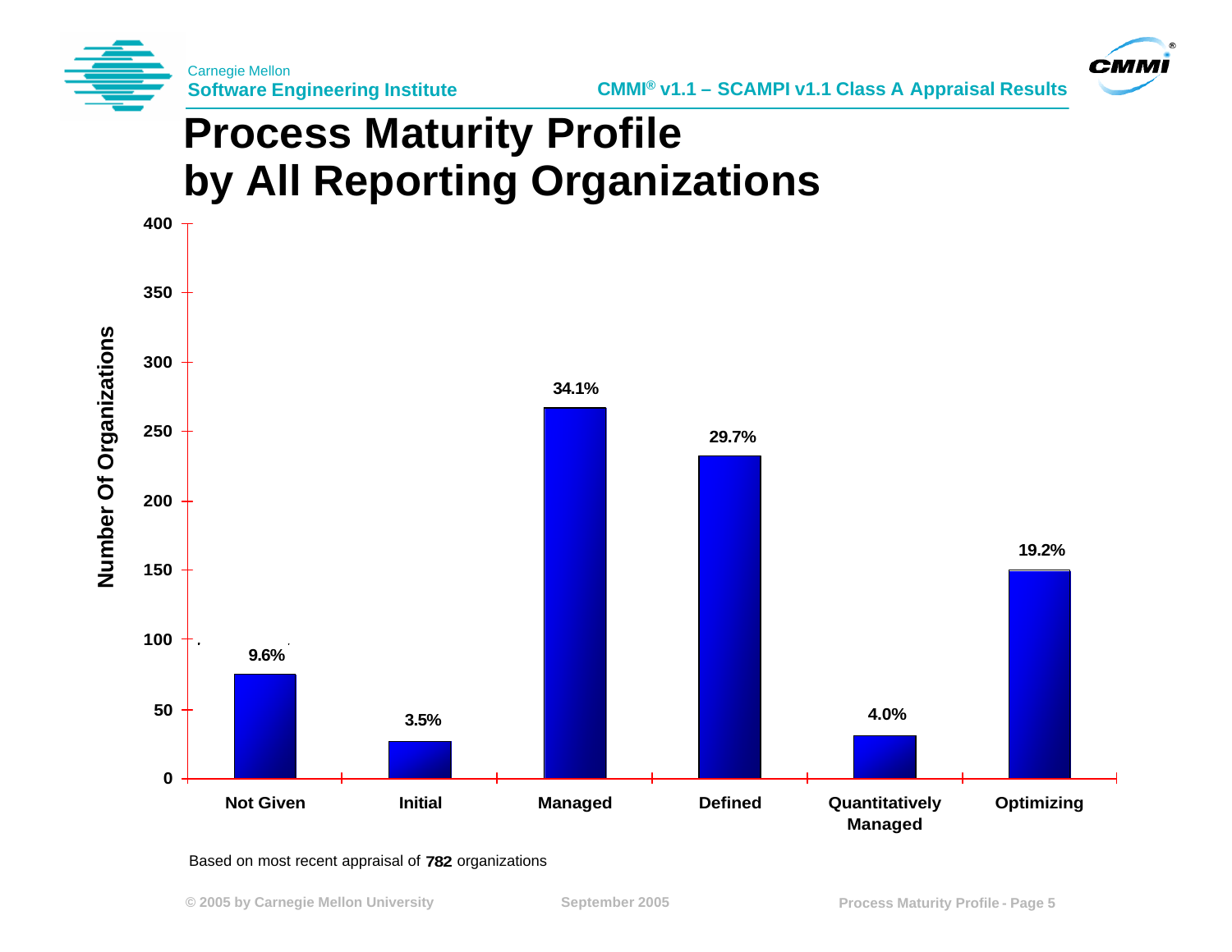# Process Maturity Profile by All Reporting Organizations

| Maturity Level | Percentage |
|---|---|
| Not Given | 9.6% |
| Initial | 3.5% |
| Managed | 34.1% |
| Defined | 29.7% |
| Quantitatively Managed | 4.0% |
| Optimizing | 19.2% |

Number Of Organizations

Based on most recent appraisal of **782** organizations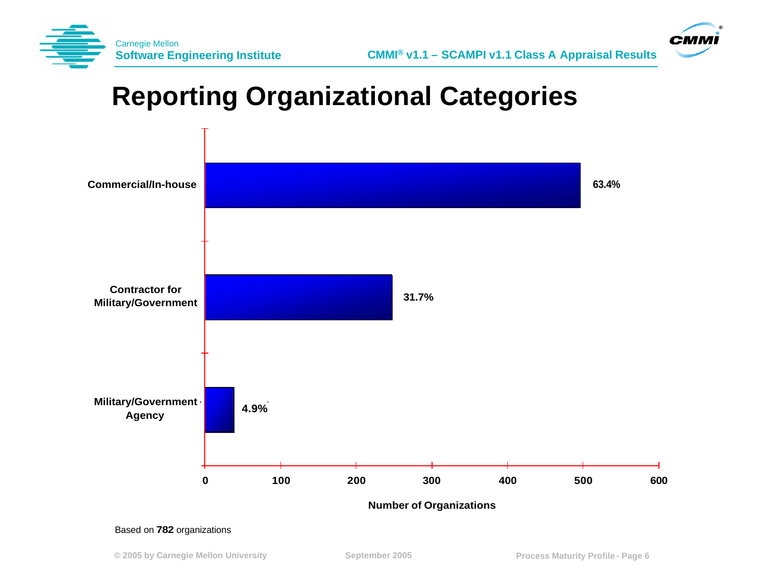# Reporting Organizational Categories

| Category | Percentage |
|---|---|
| Commercial/In-house | 63.4% |
| Contractor for Military/Government | 31.7% |
| Military/Government Agency | 4.9% |

Number of Organizations

Based on **782** organizations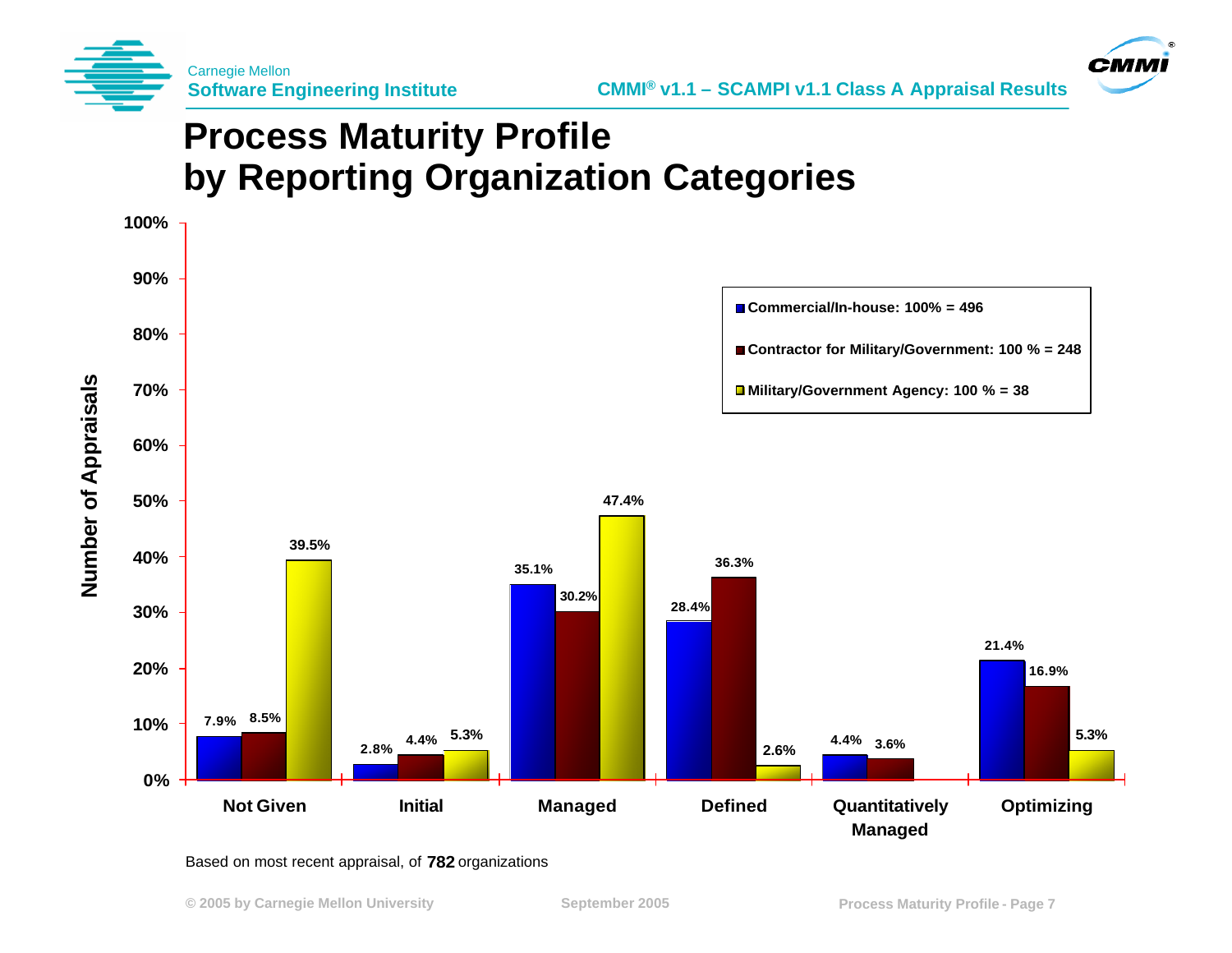# Process Maturity Profile by Reporting Organization Categories

| Maturity Level | Commercial/In-house: 100% = 496 | Contractor for Military/Government: 100 % = 248 | Military/Government Agency: 100 % = 38 |
|---|---|---|---|
| Not Given | 7.9% | 8.5% | 39.5% |
| Initial | 2.8% | 4.4% | 5.3% |
| Managed | 35.1% | 30.2% | 47.4% |
| Defined | 28.4% | 36.3% | 2.6% |
| Quantitatively Managed | 4.4% | 3.6% | |
| Optimizing | 21.4% | 16.9% | 5.3% |

Y-axis: Number of Appraisals (0%–100%)

Based on most recent appraisal, of **782** organizations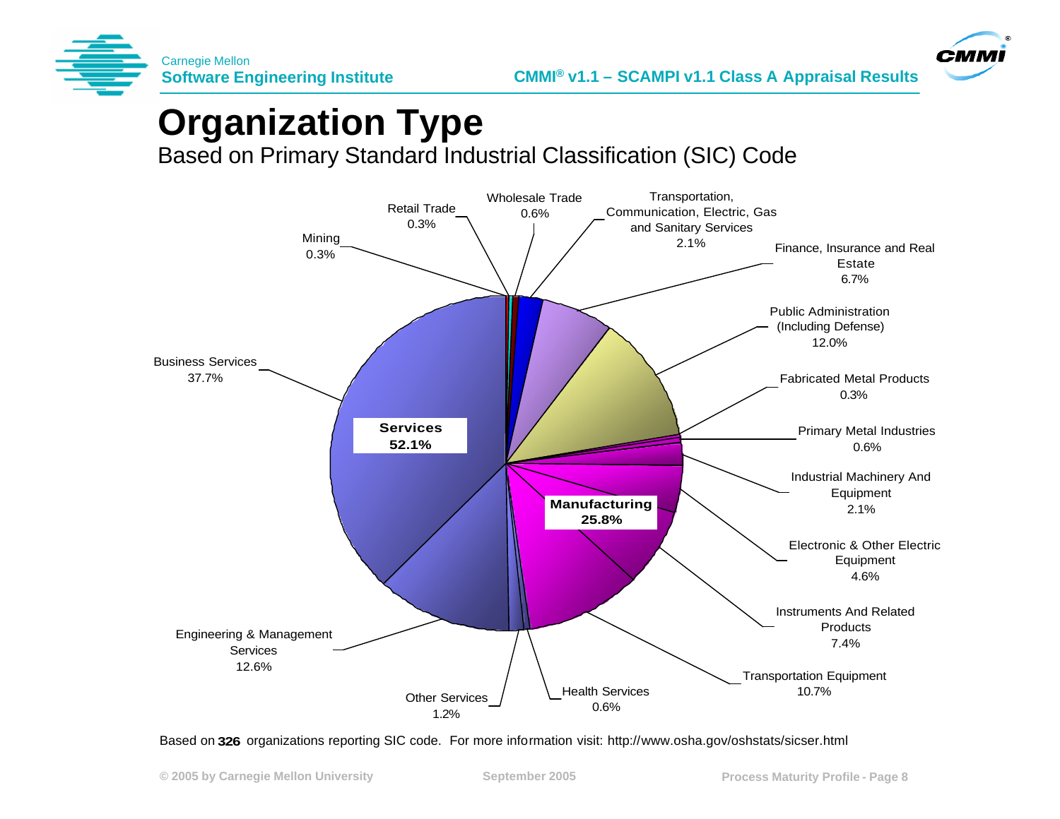# Organization Type

Based on Primary Standard Industrial Classification (SIC) Code

| Category | Organization Type | Percentage |
|---|---|---|
| Services (52.1%) | Business Services | 37.7% |
| | Engineering & Management Services | 12.6% |
| | Other Services | 1.2% |
| | Health Services | 0.6% |
| Manufacturing (25.8%) | Transportation Equipment | 10.7% |
| | Instruments And Related Products | 7.4% |
| | Electronic & Other Electric Equipment | 4.6% |
| | Industrial Machinery And Equipment | 2.1% |
| | Primary Metal Industries | 0.6% |
| | Fabricated Metal Products | 0.3% |
| | Public Administration (Including Defense) | 12.0% |
| | Finance, Insurance and Real Estate | 6.7% |
| | Transportation, Communication, Electric, Gas and Sanitary Services | 2.1% |
| | Wholesale Trade | 0.6% |
| | Retail Trade | 0.3% |
| | Mining | 0.3% |

Based on **326** organizations reporting SIC code. For more information visit: http://www.osha.gov/oshstats/sicser.html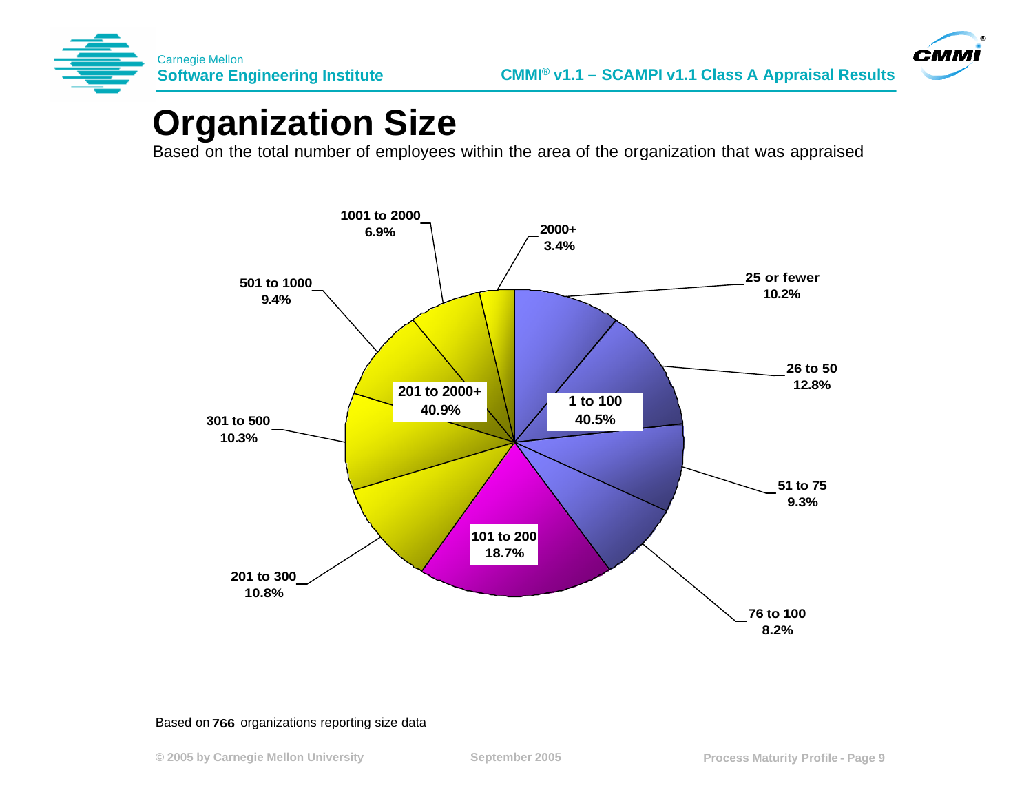# Organization Size

Based on the total number of employees within the area of the organization that was appraised

| Size | Percent |
|---|---|
| 25 or fewer | 10.2% |
| 26 to 50 | 12.8% |
| 51 to 75 | 9.3% |
| 76 to 100 | 8.2% |
| **1 to 100** | **40.5%** |
| **101 to 200** | **18.7%** |
| 201 to 300 | 10.8% |
| 301 to 500 | 10.3% |
| 501 to 1000 | 9.4% |
| 1001 to 2000 | 6.9% |
| 2000+ | 3.4% |
| **201 to 2000+** | **40.9%** |

Based on **766** organizations reporting size data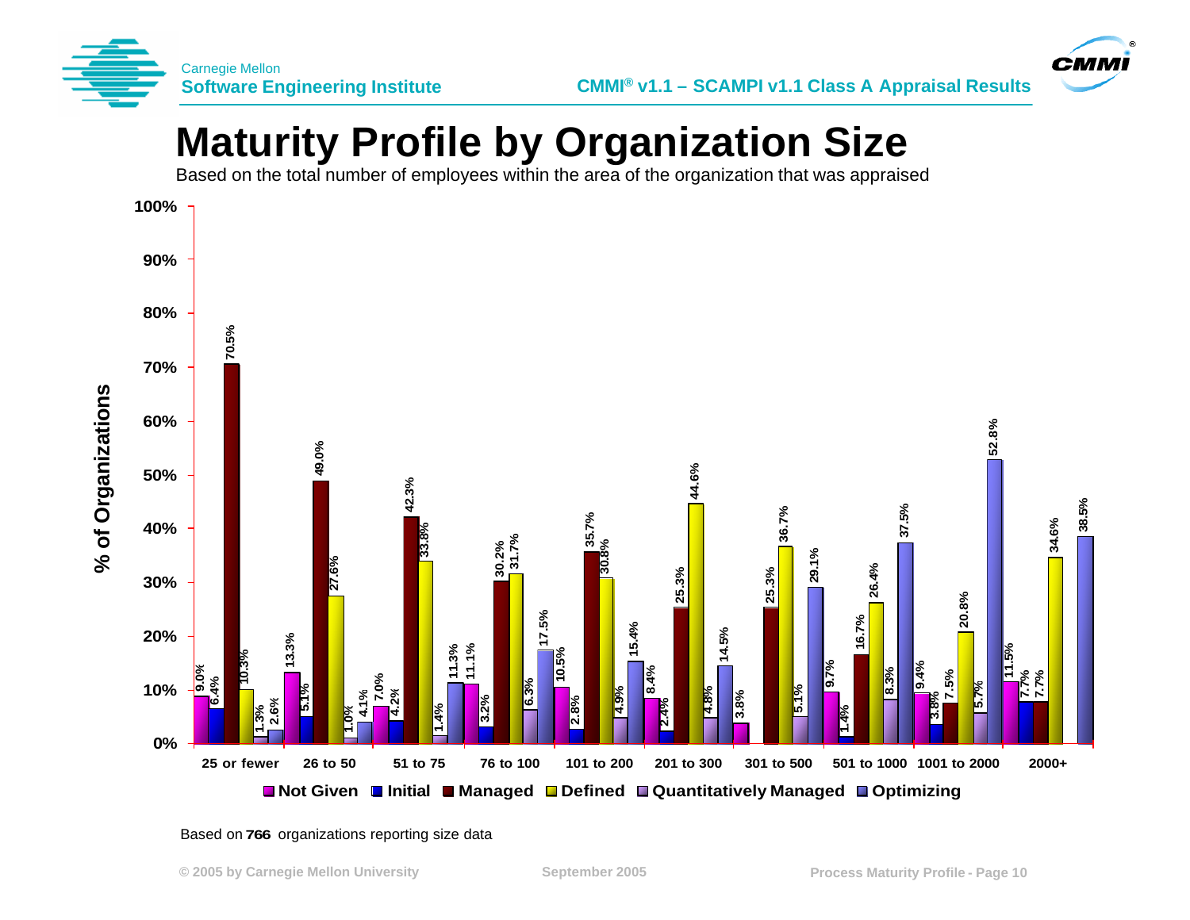# Maturity Profile by Organization Size

Based on the total number of employees within the area of the organization that was appraised

| % of Organizations | Not Given | Initial | Managed | Defined | Quantitatively Managed | Optimizing |
|---|---|---|---|---|---|---|
| 25 or fewer | 9.0% | 6.4% | 70.5% | 10.3% | 1.3% | 2.6% |
| 26 to 50 | 13.3% | 5.1% | 49.0% | 27.6% | 1.0% | 4.1% |
| 51 to 75 | 7.0% | 4.2% | 42.3% | 33.8% | 1.4% | 11.3% |
| 76 to 100 | 11.1% | 3.2% | 30.2% | 31.7% | 6.3% | 17.5% |
| 101 to 200 | 10.5% | 2.8% | 35.7% | 30.8% | 4.9% | 15.4% |
| 201 to 300 | 8.4% | 2.4% | 25.3% | 44.6% | 4.8% | 14.5% |
| 301 to 500 | 3.8% | | 25.3% | 36.7% | 5.1% | 29.1% |
| 501 to 1000 | 9.7% | 1.4% | 16.7% | 26.4% | 8.3% | 37.5% |
| 1001 to 2000 | 9.4% | 3.8% | 7.5% | 20.8% | 5.7% | 52.8% |
| 2000+ | 11.5% | 7.7% | 7.7% | 34.6% | | 38.5% |

Based on **766** organizations reporting size data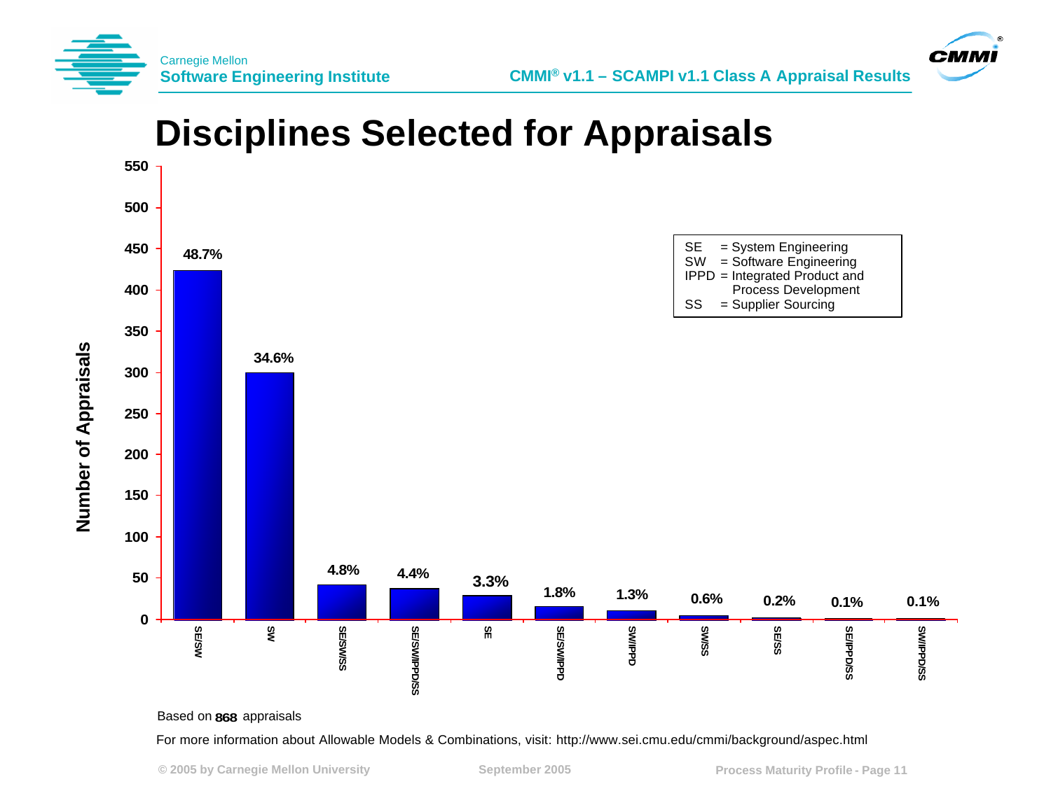# Disciplines Selected for Appraisals

| Discipline | Percentage |
|---|---|
| SE/SW | 48.7% |
| SW | 34.6% |
| SE/SW/SS | 4.8% |
| SE/SW/IPPD/SS | 4.4% |
| SE | 3.3% |
| SE/SW/IPPD | 1.8% |
| SW/IPPD | 1.3% |
| SW/SS | 0.6% |
| SE/SS | 0.2% |
| SE/IPPD/SS | 0.1% |
| SW/IPPD/SS | 0.1% |

Number of Appraisals (y-axis: 0–550)

SE = System Engineering
SW = Software Engineering
IPPD = Integrated Product and Process Development
SS = Supplier Sourcing

Based on **868** appraisals

For more information about Allowable Models & Combinations, visit: http://www.sei.cmu.edu/cmmi/background/aspec.html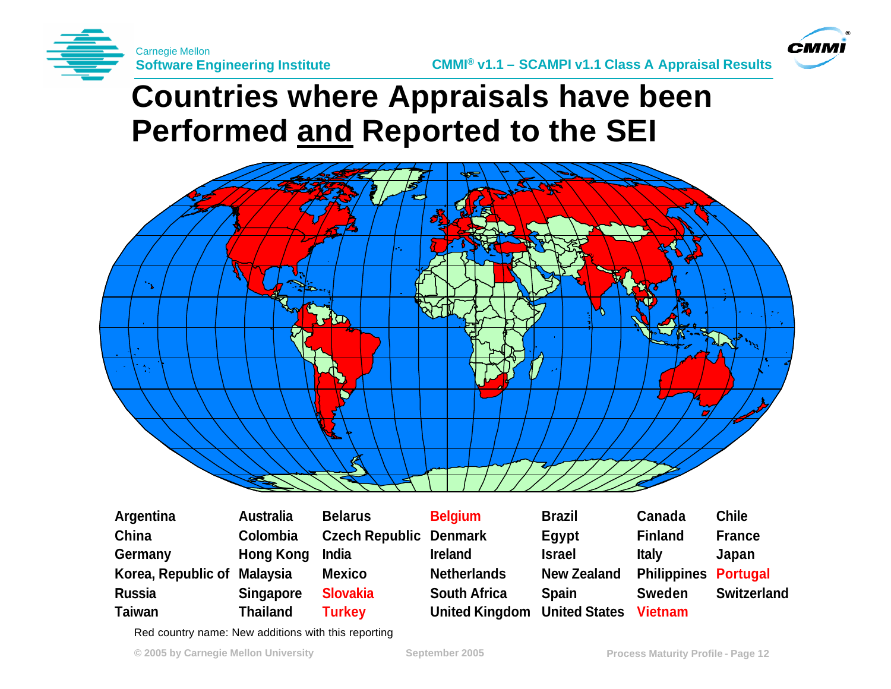# Countries where Appraisals have been Performed and Reported to the SEI

| | | | | | | |
|---|---|---|---|---|---|---|
| Argentina | Australia | Belarus | Belgium | Brazil | Canada | Chile |
| China | Colombia | Czech Republic | Denmark | Egypt | Finland | France |
| Germany | Hong Kong | India | Ireland | Israel | Italy | Japan |
| Korea, Republic of | Malaysia | Mexico | Netherlands | New Zealand | Philippines | Portugal |
| Russia | Singapore | Slovakia | South Africa | Spain | Sweden | Switzerland |
| Taiwan | Thailand | Turkey | United Kingdom | United States | Vietnam | |

Red country name: New additions with this reporting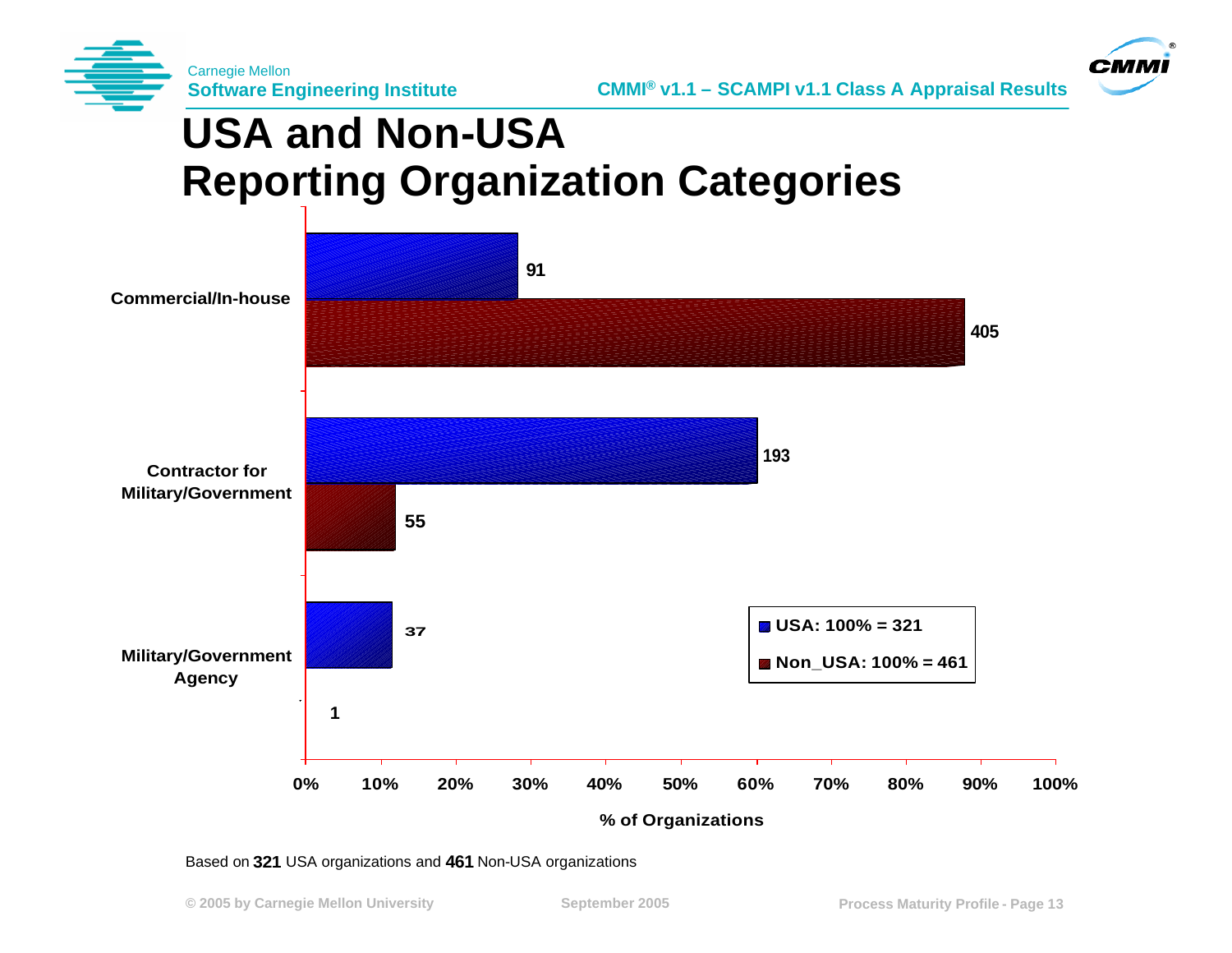# USA and Non-USA Reporting Organization Categories

| Category | USA | Non-USA |
|---|---|---|
| Commercial/In-house | 91 | 405 |
| Contractor for Military/Government | 193 | 55 |
| Military/Government Agency | 37 | 1 |

USA: 100% = 321

Non_USA: 100% = 461

% of Organizations

Based on **321** USA organizations and **461** Non-USA organizations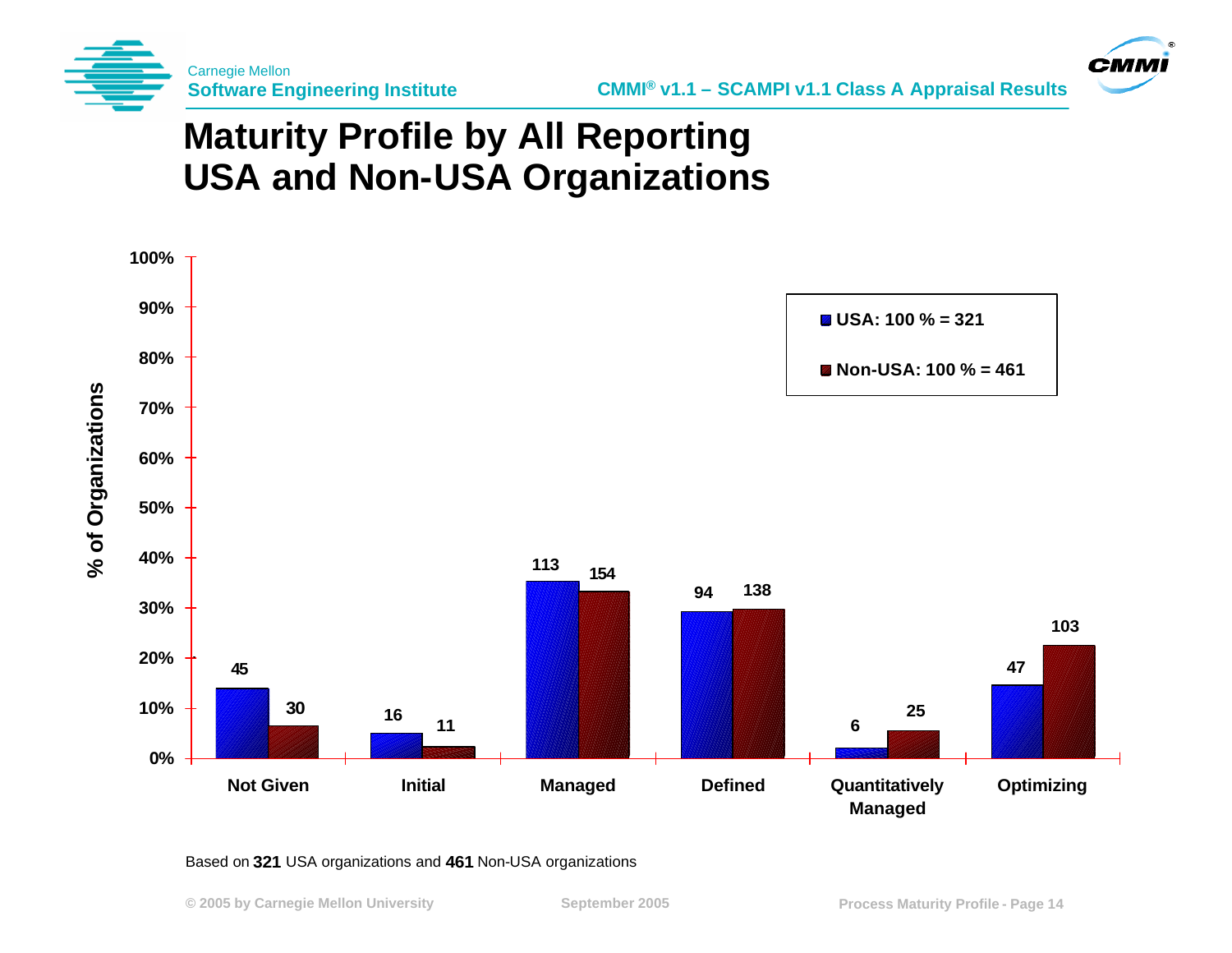# Maturity Profile by All Reporting USA and Non-USA Organizations

| Maturity Level | USA: 100 % = 321 | Non-USA: 100 % = 461 |
|---|---|---|
| Not Given | 45 | 30 |
| Initial | 16 | 11 |
| Managed | 113 | 154 |
| Defined | 94 | 138 |
| Quantitatively Managed | 6 | 25 |
| Optimizing | 47 | 103 |

Based on **321** USA organizations and **461** Non-USA organizations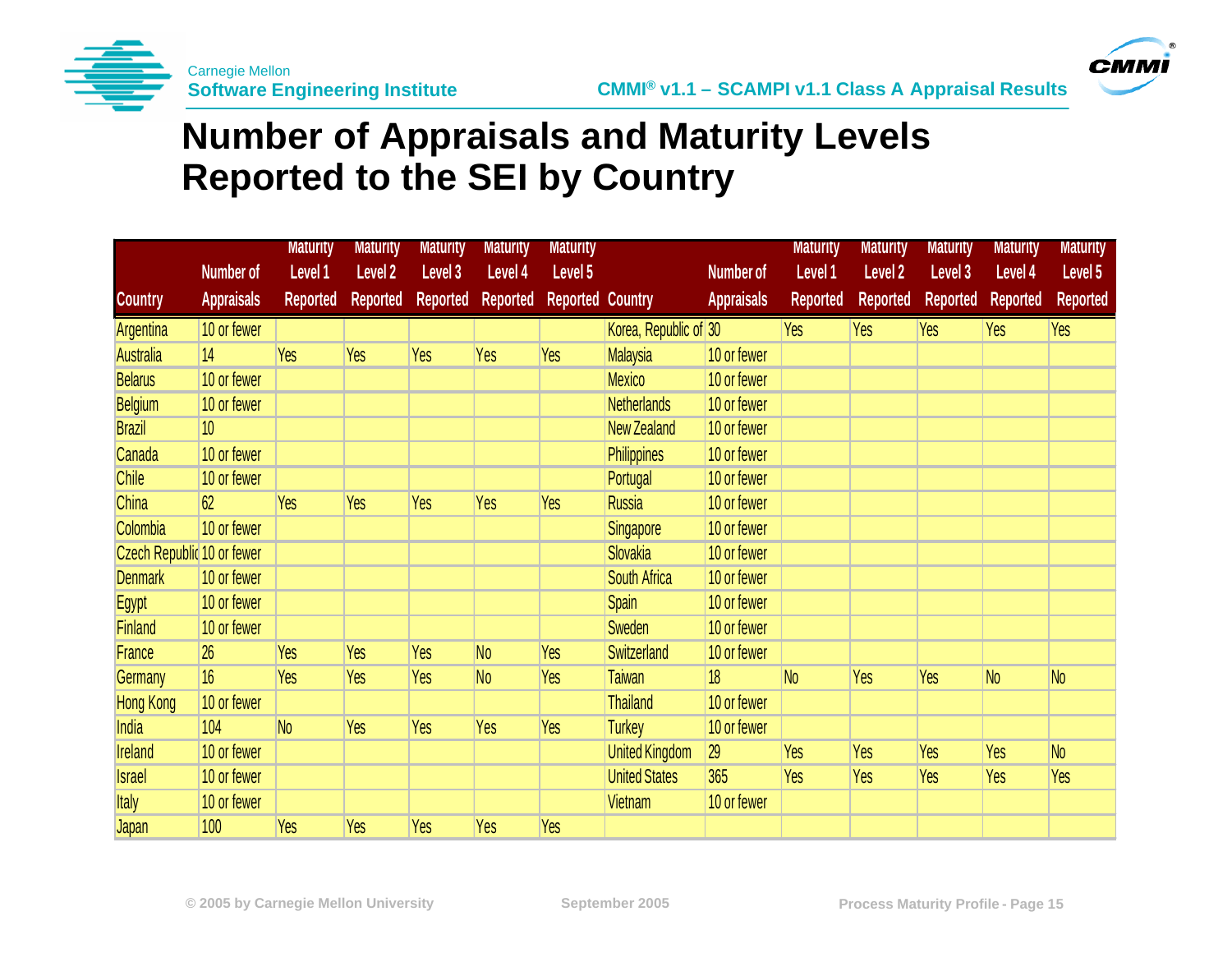# Number of Appraisals and Maturity Levels Reported to the SEI by Country

| Country | Number of Appraisals | Maturity Level 1 Reported | Maturity Level 2 Reported | Maturity Level 3 Reported | Maturity Level 4 Reported | Maturity Level 5 Reported | Country | Number of Appraisals | Maturity Level 1 Reported | Maturity Level 2 Reported | Maturity Level 3 Reported | Maturity Level 4 Reported | Maturity Level 5 Reported |
|---|---|---|---|---|---|---|---|---|---|---|---|---|---|
| Argentina | 10 or fewer | | | | | | Korea, Republic of | 30 | Yes | Yes | Yes | Yes | Yes |
| Australia | 14 | Yes | Yes | Yes | Yes | Yes | Malaysia | 10 or fewer | | | | | |
| Belarus | 10 or fewer | | | | | | Mexico | 10 or fewer | | | | | |
| Belgium | 10 or fewer | | | | | | Netherlands | 10 or fewer | | | | | |
| Brazil | 10 | | | | | | New Zealand | 10 or fewer | | | | | |
| Canada | 10 or fewer | | | | | | Philippines | 10 or fewer | | | | | |
| Chile | 10 or fewer | | | | | | Portugal | 10 or fewer | | | | | |
| China | 62 | Yes | Yes | Yes | Yes | Yes | Russia | 10 or fewer | | | | | |
| Colombia | 10 or fewer | | | | | | Singapore | 10 or fewer | | | | | |
| Czech Republic | 10 or fewer | | | | | | Slovakia | 10 or fewer | | | | | |
| Denmark | 10 or fewer | | | | | | South Africa | 10 or fewer | | | | | |
| Egypt | 10 or fewer | | | | | | Spain | 10 or fewer | | | | | |
| Finland | 10 or fewer | | | | | | Sweden | 10 or fewer | | | | | |
| France | 26 | Yes | Yes | Yes | No | Yes | Switzerland | 10 or fewer | | | | | |
| Germany | 16 | Yes | Yes | Yes | No | Yes | Taiwan | 18 | No | Yes | Yes | No | No |
| Hong Kong | 10 or fewer | | | | | | Thailand | 10 or fewer | | | | | |
| India | 104 | No | Yes | Yes | Yes | Yes | Turkey | 10 or fewer | | | | | |
| Ireland | 10 or fewer | | | | | | United Kingdom | 29 | Yes | Yes | Yes | Yes | No |
| Israel | 10 or fewer | | | | | | United States | 365 | Yes | Yes | Yes | Yes | Yes |
| Italy | 10 or fewer | | | | | | Vietnam | 10 or fewer | | | | | |
| Japan | 100 | Yes | Yes | Yes | Yes | Yes | | | | | | | |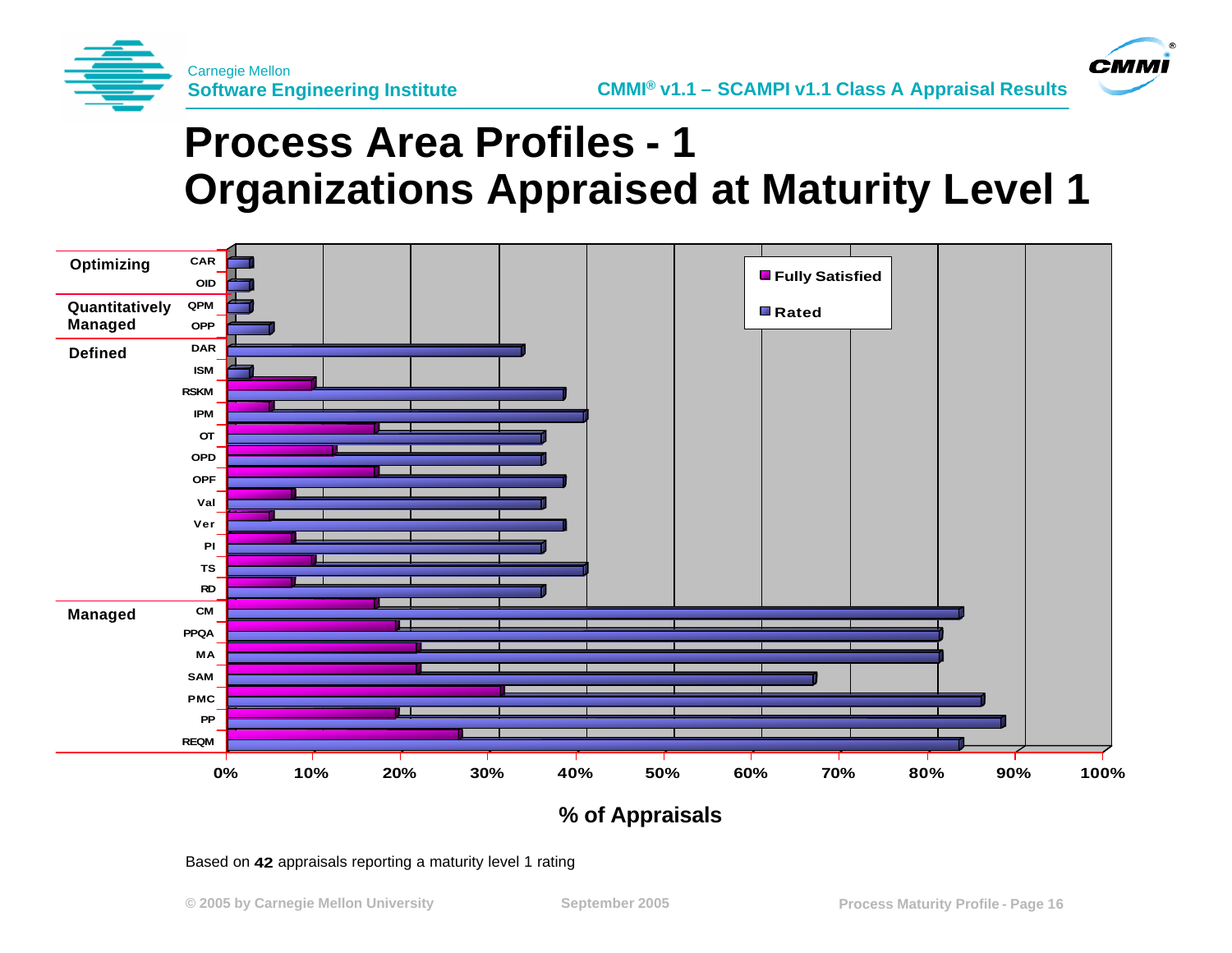# Process Area Profiles - 1
# Organizations Appraised at Maturity Level 1

Based on **42** appraisals reporting a maturity level 1 rating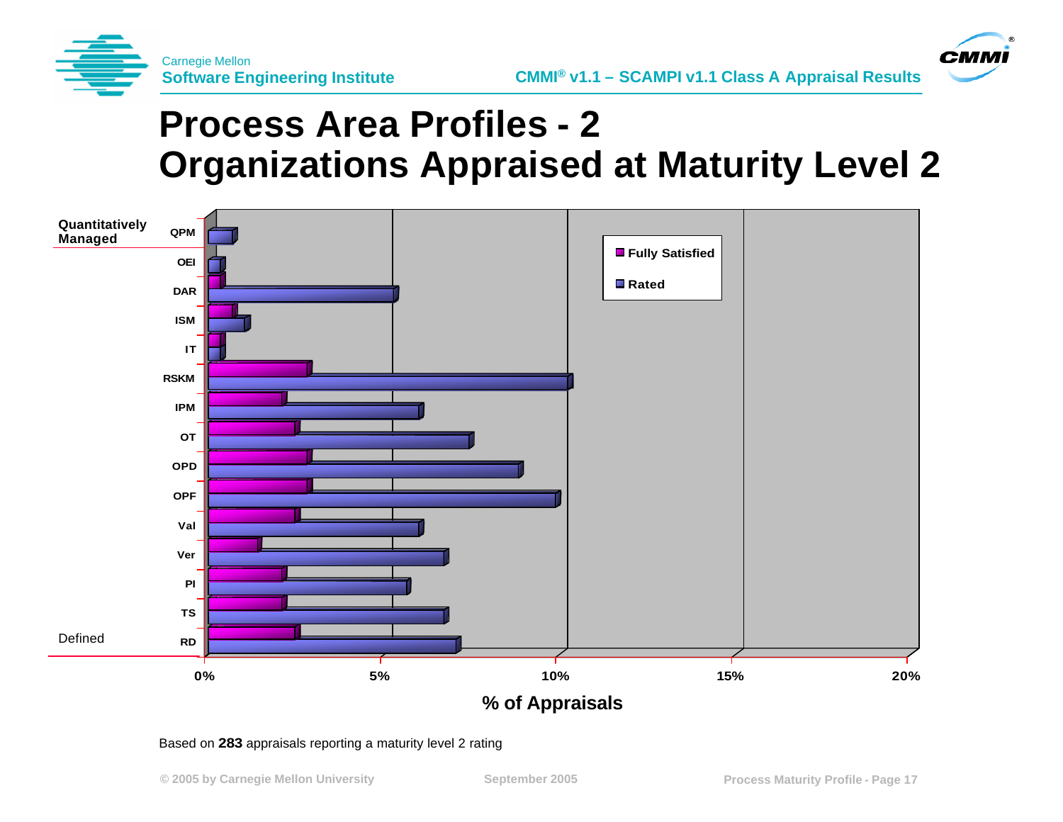# Process Area Profiles - 2
# Organizations Appraised at Maturity Level 2

Quantitatively Managed

QPM

OEI

DAR

ISM

IT

RSKM

IPM

OT

OPD

OPF

Val

Ver

PI

TS

RD

Defined

0% 5% 10% 15% 20%

% of Appraisals

Fully Satisfied

Rated

Based on **283** appraisals reporting a maturity level 2 rating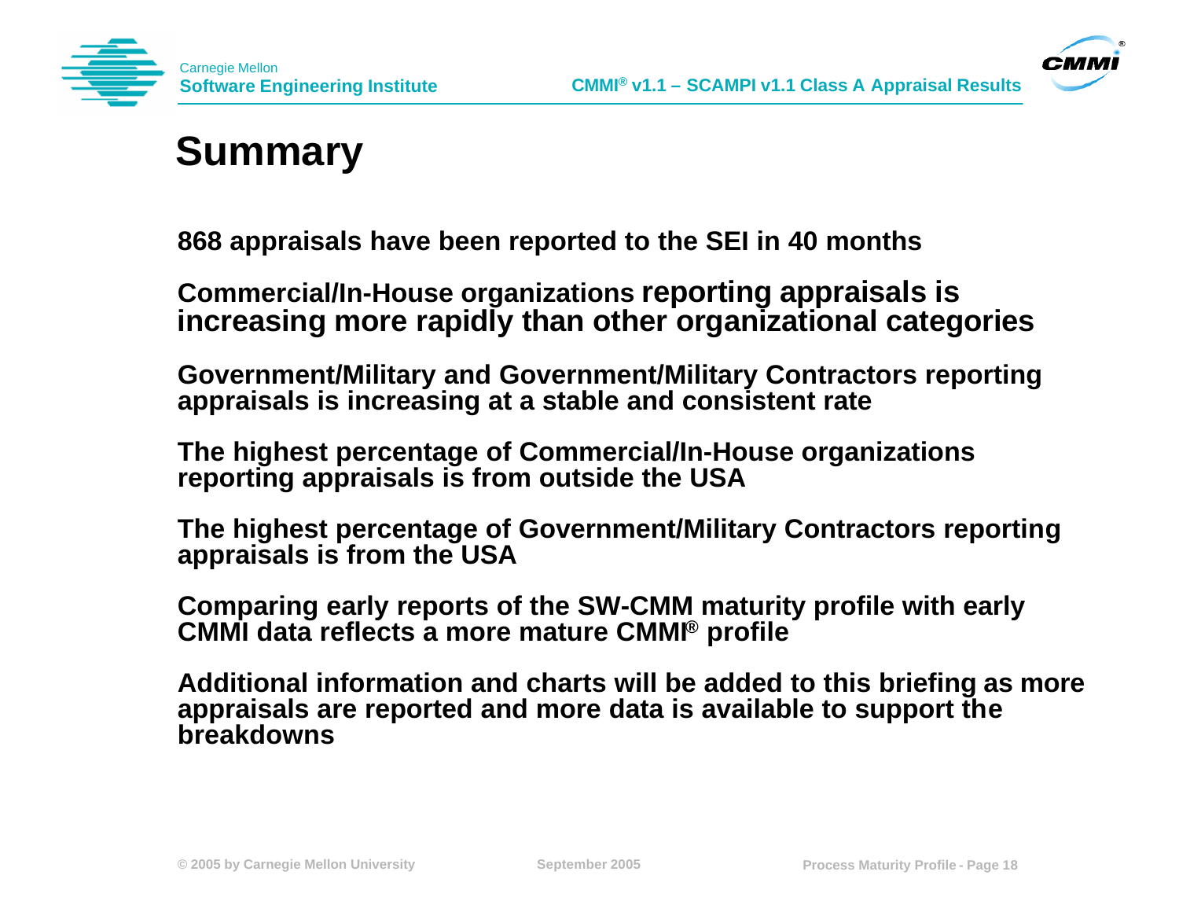# Summary

868 appraisals have been reported to the SEI in 40 months

Commercial/In-House organizations reporting appraisals is increasing more rapidly than other organizational categories

Government/Military and Government/Military Contractors reporting appraisals is increasing at a stable and consistent rate

The highest percentage of Commercial/In-House organizations reporting appraisals is from outside the USA

The highest percentage of Government/Military Contractors reporting appraisals is from the USA

Comparing early reports of the SW-CMM maturity profile with early CMMI data reflects a more mature CMMI® profile

Additional information and charts will be added to this briefing as more appraisals are reported and more data is available to support the breakdowns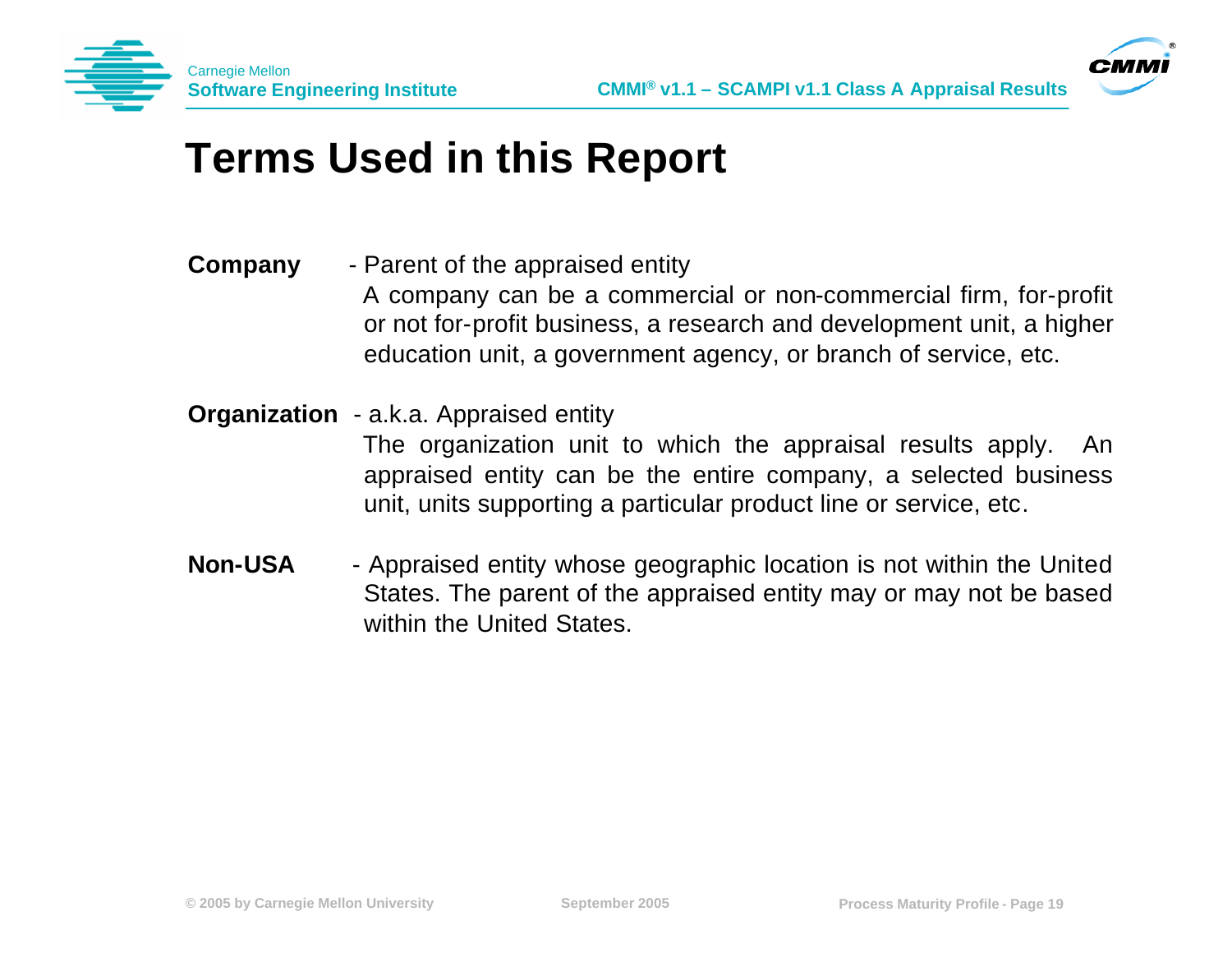# Terms Used in this Report

**Company** - Parent of the appraised entity

A company can be a commercial or non-commercial firm, for-profit or not for-profit business, a research and development unit, a higher education unit, a government agency, or branch of service, etc.

**Organization** - a.k.a. Appraised entity

The organization unit to which the appraisal results apply. An appraised entity can be the entire company, a selected business unit, units supporting a particular product line or service, etc.

**Non-USA** - Appraised entity whose geographic location is not within the United States. The parent of the appraised entity may or may not be based within the United States.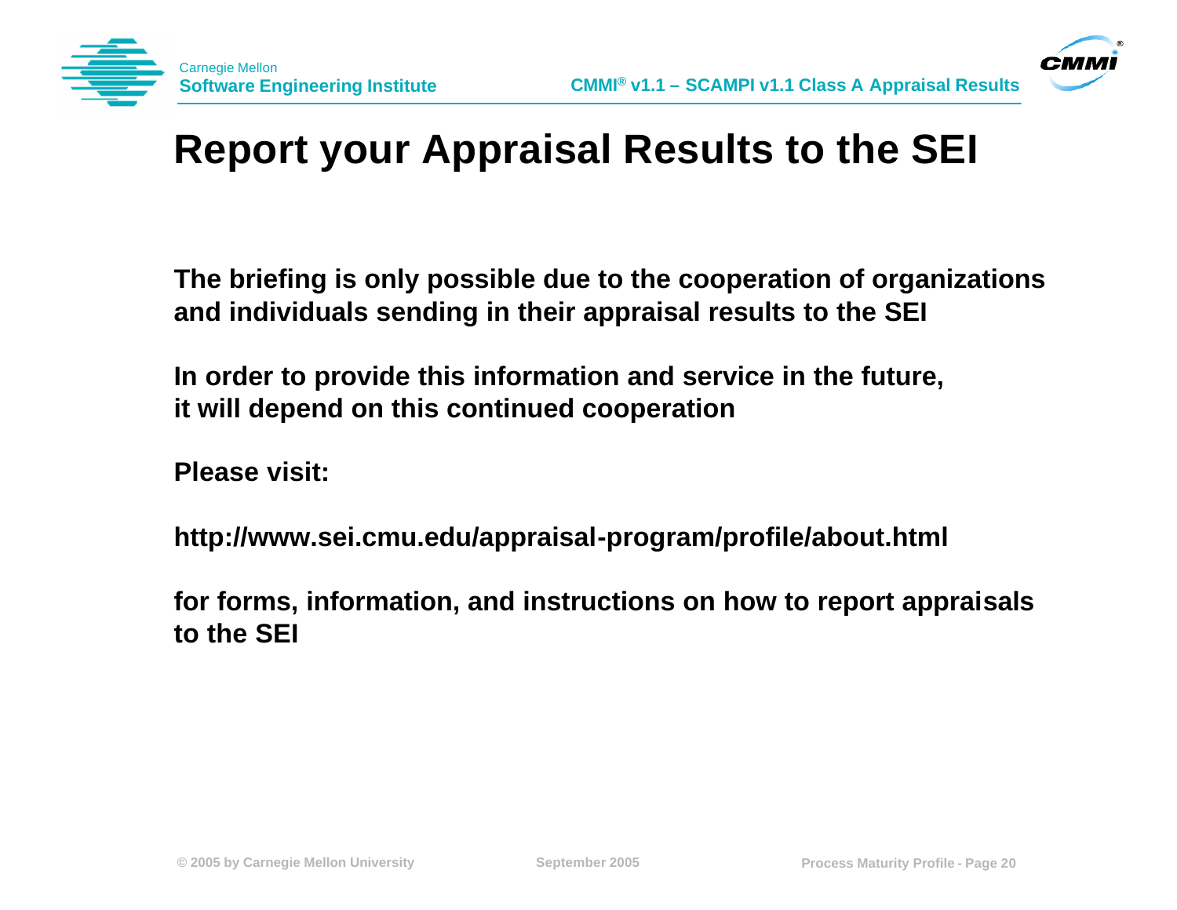# Report your Appraisal Results to the SEI

**The briefing is only possible due to the cooperation of organizations and individuals sending in their appraisal results to the SEI**

**In order to provide this information and service in the future, it will depend on this continued cooperation**

**Please visit:**

**http://www.sei.cmu.edu/appraisal-program/profile/about.html**

**for forms, information, and instructions on how to report appraisals to the SEI**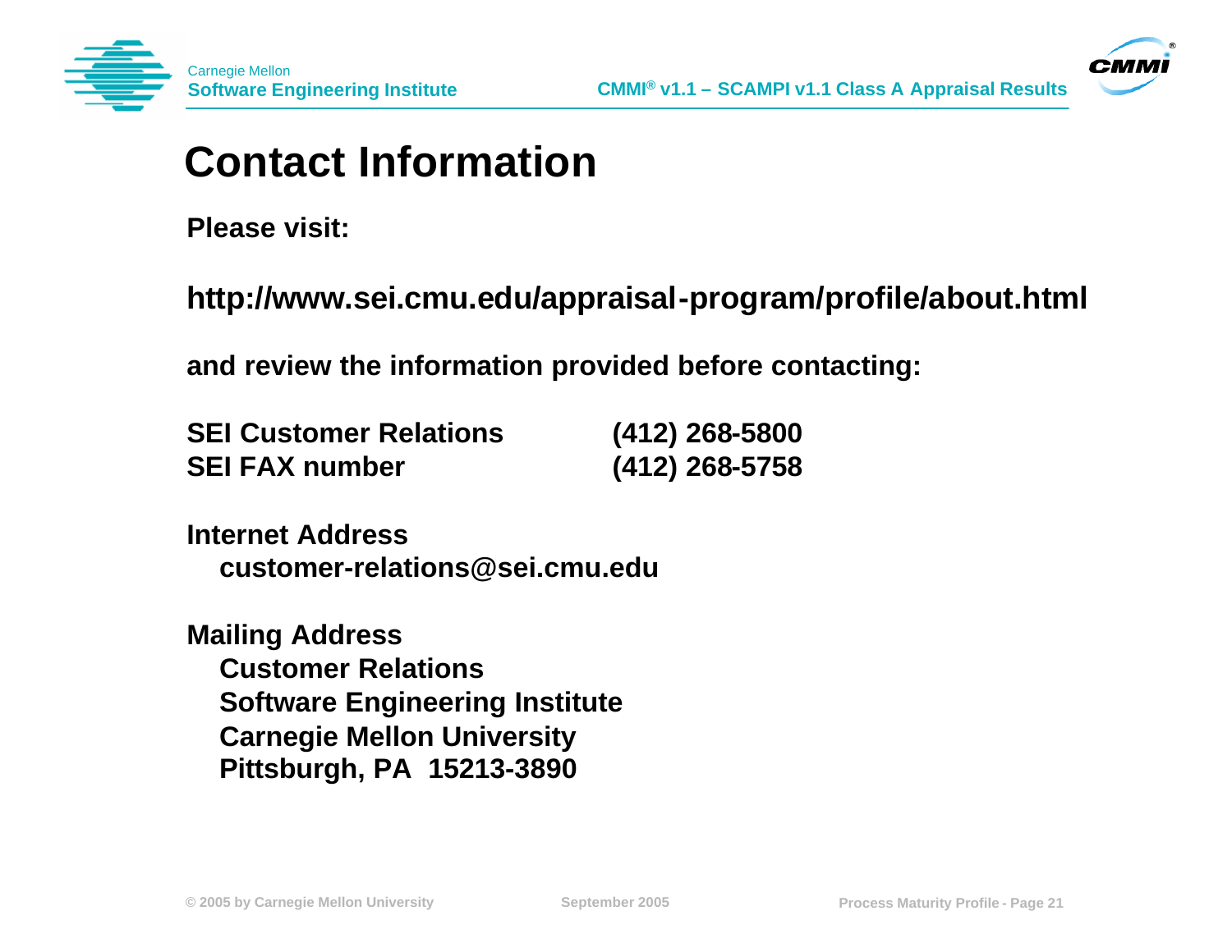# Contact Information

**Please visit:**

**http://www.sei.cmu.edu/appraisal-program/profile/about.html**

**and review the information provided before contacting:**

| | |
|---|---|
| **SEI Customer Relations** | **(412) 268-5800** |
| **SEI FAX number** | **(412) 268-5758** |

**Internet Address**
**customer-relations@sei.cmu.edu**

**Mailing Address**
**Customer Relations**
**Software Engineering Institute**
**Carnegie Mellon University**
**Pittsburgh, PA 15213-3890**